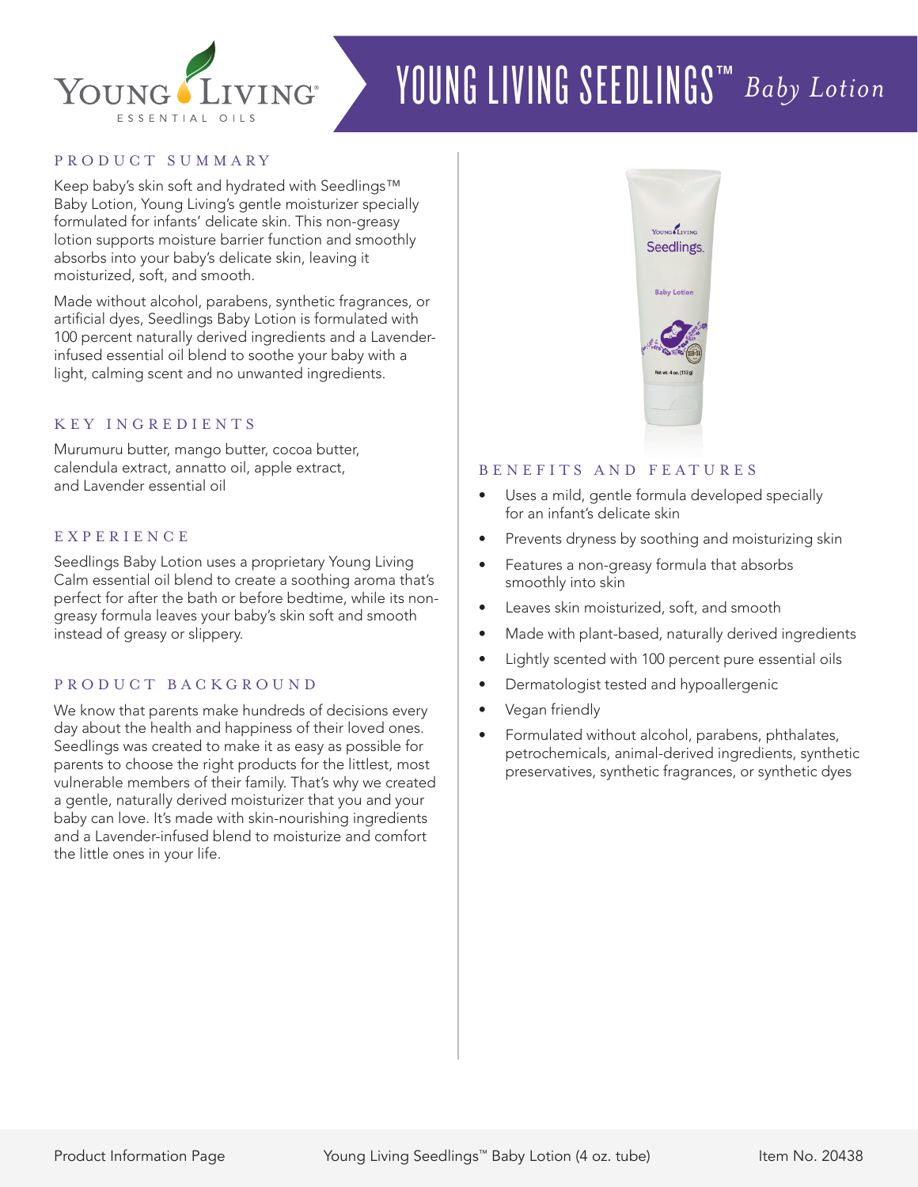# YOUNG LIVING SEEDLINGS™ *Baby Lotion*

## PRODUCT SUMMARY

Keep baby's skin soft and hydrated with Seedlings™ Baby Lotion, Young Living's gentle moisturizer specially formulated for infants' delicate skin. This non-greasy lotion supports moisture barrier function and smoothly absorbs into your baby's delicate skin, leaving it moisturized, soft, and smooth.

Made without alcohol, parabens, synthetic fragrances, or artificial dyes, Seedlings Baby Lotion is formulated with 100 percent naturally derived ingredients and a Lavender-infused essential oil blend to soothe your baby with a light, calming scent and no unwanted ingredients.

## KEY INGREDIENTS

Murumuru butter, mango butter, cocoa butter, calendula extract, annatto oil, apple extract, and Lavender essential oil

## EXPERIENCE

Seedlings Baby Lotion uses a proprietary Young Living Calm essential oil blend to create a soothing aroma that's perfect for after the bath or before bedtime, while its non-greasy formula leaves your baby's skin soft and smooth instead of greasy or slippery.

## PRODUCT BACKGROUND

We know that parents make hundreds of decisions every day about the health and happiness of their loved ones. Seedlings was created to make it as easy as possible for parents to choose the right products for the littlest, most vulnerable members of their family. That's why we created a gentle, naturally derived moisturizer that you and your baby can love. It's made with skin-nourishing ingredients and a Lavender-infused blend to moisturize and comfort the little ones in your life.

## BENEFITS AND FEATURES

- Uses a mild, gentle formula developed specially for an infant's delicate skin
- Prevents dryness by soothing and moisturizing skin
- Features a non-greasy formula that absorbs smoothly into skin
- Leaves skin moisturized, soft, and smooth
- Made with plant-based, naturally derived ingredients
- Lightly scented with 100 percent pure essential oils
- Dermatologist tested and hypoallergenic
- Vegan friendly
- Formulated without alcohol, parabens, phthalates, petrochemicals, animal-derived ingredients, synthetic preservatives, synthetic fragrances, or synthetic dyes

Product Information Page | Young Living Seedlings™ Baby Lotion (4 oz. tube) | Item No. 20438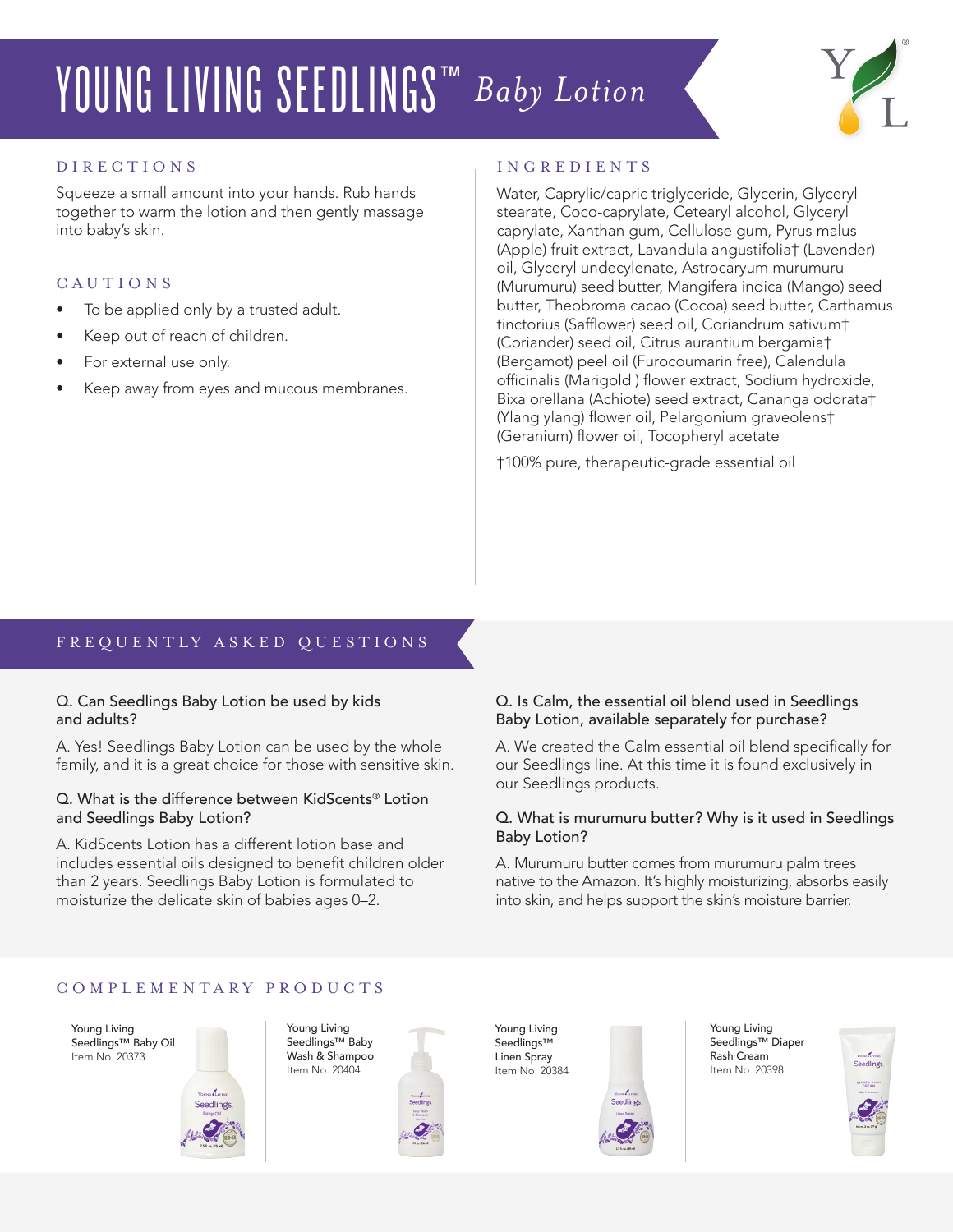# YOUNG LIVING SEEDLINGS™ *Baby Lotion*

## DIRECTIONS

Squeeze a small amount into your hands. Rub hands together to warm the lotion and then gently massage into baby's skin.

## CAUTIONS

- To be applied only by a trusted adult.
- Keep out of reach of children.
- For external use only.
- Keep away from eyes and mucous membranes.

## INGREDIENTS

Water, Caprylic/capric triglyceride, Glycerin, Glyceryl stearate, Coco-caprylate, Cetearyl alcohol, Glyceryl caprylate, Xanthan gum, Cellulose gum, Pyrus malus (Apple) fruit extract, Lavandula angustifolia† (Lavender) oil, Glyceryl undecylenate, Astrocaryum murumuru (Murumuru) seed butter, Mangifera indica (Mango) seed butter, Theobroma cacao (Cocoa) seed butter, Carthamus tinctorius (Safflower) seed oil, Coriandrum sativum† (Coriander) seed oil, Citrus aurantium bergamia† (Bergamot) peel oil (Furocoumarin free), Calendula officinalis (Marigold ) flower extract, Sodium hydroxide, Bixa orellana (Achiote) seed extract, Cananga odorata† (Ylang ylang) flower oil, Pelargonium graveolens† (Geranium) flower oil, Tocopheryl acetate

†100% pure, therapeutic-grade essential oil

## FREQUENTLY ASKED QUESTIONS

**Q. Can Seedlings Baby Lotion be used by kids and adults?**

A. Yes! Seedlings Baby Lotion can be used by the whole family, and it is a great choice for those with sensitive skin.

**Q. What is the difference between KidScents® Lotion and Seedlings Baby Lotion?**

A. KidScents Lotion has a different lotion base and includes essential oils designed to benefit children older than 2 years. Seedlings Baby Lotion is formulated to moisturize the delicate skin of babies ages 0–2.

**Q. Is Calm, the essential oil blend used in Seedlings Baby Lotion, available separately for purchase?**

A. We created the Calm essential oil blend specifically for our Seedlings line. At this time it is found exclusively in our Seedlings products.

**Q. What is murumuru butter? Why is it used in Seedlings Baby Lotion?**

A. Murumuru butter comes from murumuru palm trees native to the Amazon. It's highly moisturizing, absorbs easily into skin, and helps support the skin's moisture barrier.

## COMPLEMENTARY PRODUCTS

Young Living Seedlings™ Baby Oil
Item No. 20373

Young Living Seedlings™ Baby Wash & Shampoo
Item No. 20404

Young Living Seedlings™ Linen Spray
Item No. 20384

Young Living Seedlings™ Diaper Rash Cream
Item No. 20398